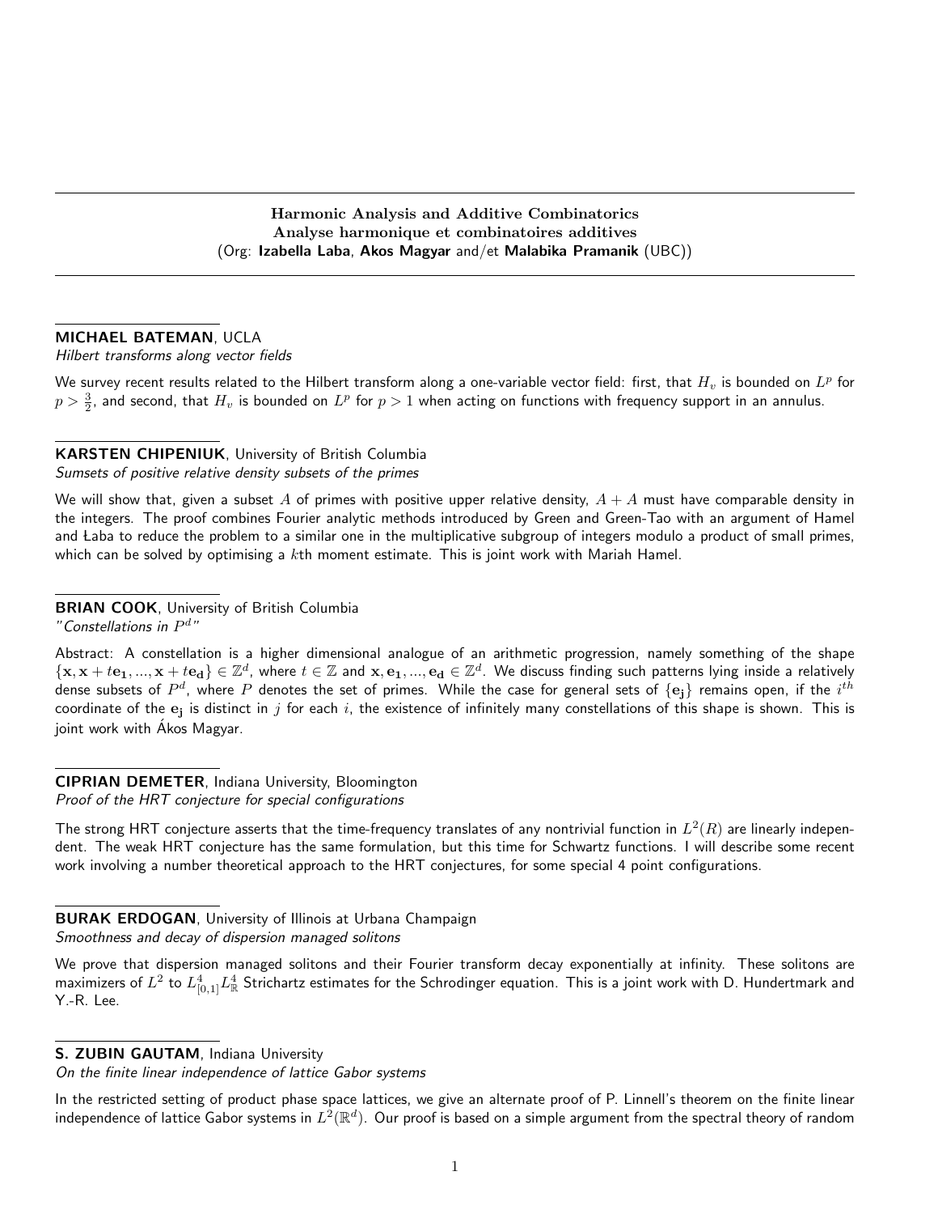# Harmonic Analysis and Additive Combinatorics
# Analyse harmonique et combinatoires additives

(Org: **Izabella Laba**, **Akos Magyar** and/et **Malabika Pramanik** (UBC))

---

**MICHAEL BATEMAN**, UCLA

*Hilbert transforms along vector fields*

We survey recent results related to the Hilbert transform along a one-variable vector field: first, that $H_v$ is bounded on $L^p$ for $p > \frac{3}{2}$, and second, that $H_v$ is bounded on $L^p$ for $p > 1$ when acting on functions with frequency support in an annulus.

---

**KARSTEN CHIPENIUK**, University of British Columbia

*Sumsets of positive relative density subsets of the primes*

We will show that, given a subset $A$ of primes with positive upper relative density, $A + A$ must have comparable density in the integers. The proof combines Fourier analytic methods introduced by Green and Green-Tao with an argument of Hamel and Łaba to reduce the problem to a similar one in the multiplicative subgroup of integers modulo a product of small primes, which can be solved by optimising a $k$th moment estimate. This is joint work with Mariah Hamel.

---

**BRIAN COOK**, University of British Columbia

*"Constellations in $P^d$"*

Abstract: A constellation is a higher dimensional analogue of an arithmetic progression, namely something of the shape $\{\mathbf{x}, \mathbf{x} + t\mathbf{e_1}, ..., \mathbf{x} + t\mathbf{e_d}\} \in \mathbb{Z}^d$, where $t \in \mathbb{Z}$ and $\mathbf{x}, \mathbf{e_1}, ..., \mathbf{e_d} \in \mathbb{Z}^d$. We discuss finding such patterns lying inside a relatively dense subsets of $P^d$, where $P$ denotes the set of primes. While the case for general sets of $\{\mathbf{e_j}\}$ remains open, if the $i^{th}$ coordinate of the $\mathbf{e_j}$ is distinct in $j$ for each $i$, the existence of infinitely many constellations of this shape is shown. This is joint work with Ákos Magyar.

---

**CIPRIAN DEMETER**, Indiana University, Bloomington

*Proof of the HRT conjecture for special configurations*

The strong HRT conjecture asserts that the time-frequency translates of any nontrivial function in $L^2(R)$ are linearly independent. The weak HRT conjecture has the same formulation, but this time for Schwartz functions. I will describe some recent work involving a number theoretical approach to the HRT conjectures, for some special 4 point configurations.

---

**BURAK ERDOGAN**, University of Illinois at Urbana Champaign

*Smoothness and decay of dispersion managed solitons*

We prove that dispersion managed solitons and their Fourier transform decay exponentially at infinity. These solitons are maximizers of $L^2$ to $L^4_{[0,1]}L^4_{\mathbb{R}}$ Strichartz estimates for the Schrodinger equation. This is a joint work with D. Hundertmark and Y.-R. Lee.

---

**S. ZUBIN GAUTAM**, Indiana University

*On the finite linear independence of lattice Gabor systems*

In the restricted setting of product phase space lattices, we give an alternate proof of P. Linnell's theorem on the finite linear independence of lattice Gabor systems in $L^2(\mathbb{R}^d)$. Our proof is based on a simple argument from the spectral theory of random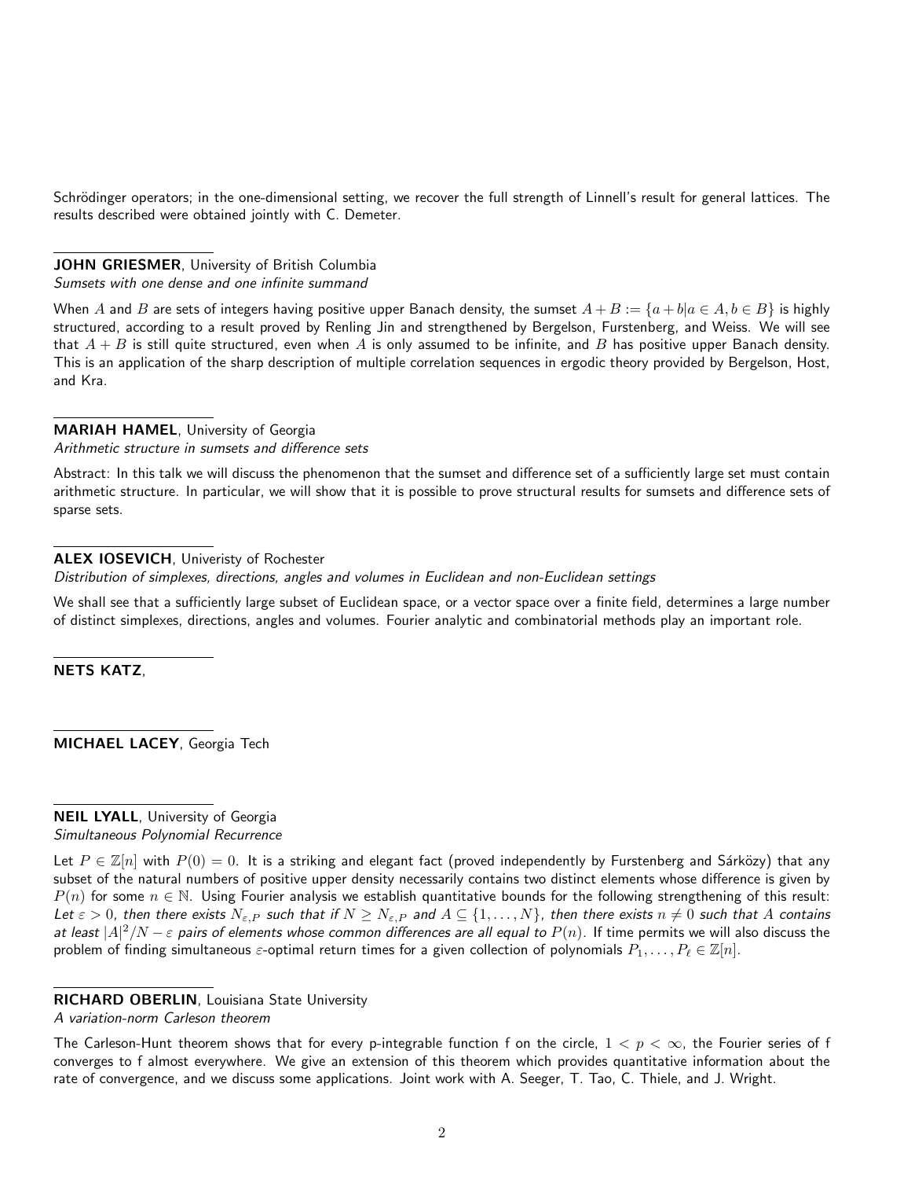Schrödinger operators; in the one-dimensional setting, we recover the full strength of Linnell's result for general lattices. The results described were obtained jointly with C. Demeter.

**JOHN GRIESMER**, University of British Columbia
*Sumsets with one dense and one infinite summand*

When $A$ and $B$ are sets of integers having positive upper Banach density, the sumset $A+B := \{a+b | a \in A, b \in B\}$ is highly structured, according to a result proved by Renling Jin and strengthened by Bergelson, Furstenberg, and Weiss. We will see that $A+B$ is still quite structured, even when $A$ is only assumed to be infinite, and $B$ has positive upper Banach density. This is an application of the sharp description of multiple correlation sequences in ergodic theory provided by Bergelson, Host, and Kra.

**MARIAH HAMEL**, University of Georgia
*Arithmetic structure in sumsets and difference sets*

Abstract: In this talk we will discuss the phenomenon that the sumset and difference set of a sufficiently large set must contain arithmetic structure. In particular, we will show that it is possible to prove structural results for sumsets and difference sets of sparse sets.

**ALEX IOSEVICH**, Univeristy of Rochester
*Distribution of simplexes, directions, angles and volumes in Euclidean and non-Euclidean settings*

We shall see that a sufficiently large subset of Euclidean space, or a vector space over a finite field, determines a large number of distinct simplexes, directions, angles and volumes. Fourier analytic and combinatorial methods play an important role.

**NETS KATZ**,

**MICHAEL LACEY**, Georgia Tech

**NEIL LYALL**, University of Georgia
*Simultaneous Polynomial Recurrence*

Let $P \in \mathbb{Z}[n]$ with $P(0) = 0$. It is a striking and elegant fact (proved independently by Furstenberg and Sárközy) that any subset of the natural numbers of positive upper density necessarily contains two distinct elements whose difference is given by $P(n)$ for some $n \in \mathbb{N}$. Using Fourier analysis we establish quantitative bounds for the following strengthening of this result: *Let $\varepsilon > 0$, then there exists $N_{\varepsilon,P}$ such that if $N \geq N_{\varepsilon,P}$ and $A \subseteq \{1, \ldots, N\}$, then there exists $n \neq 0$ such that $A$ contains at least $|A|^2/N - \varepsilon$ pairs of elements whose common differences are all equal to $P(n)$.* If time permits we will also discuss the problem of finding simultaneous $\varepsilon$-optimal return times for a given collection of polynomials $P_1, \ldots, P_\ell \in \mathbb{Z}[n]$.

**RICHARD OBERLIN**, Louisiana State University
*A variation-norm Carleson theorem*

The Carleson-Hunt theorem shows that for every p-integrable function f on the circle, $1 < p < \infty$, the Fourier series of f converges to f almost everywhere. We give an extension of this theorem which provides quantitative information about the rate of convergence, and we discuss some applications. Joint work with A. Seeger, T. Tao, C. Thiele, and J. Wright.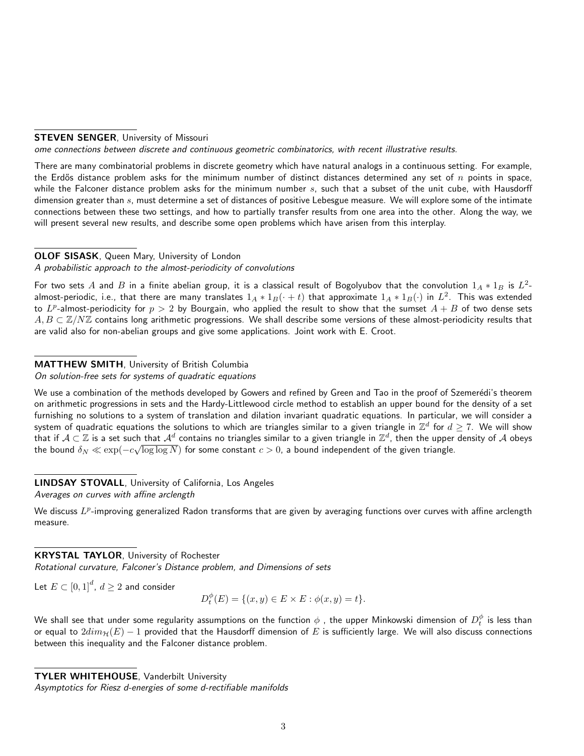**STEVEN SENGER**, University of Missouri
*ome connections between discrete and continuous geometric combinatorics, with recent illustrative results.*

There are many combinatorial problems in discrete geometry which have natural analogs in a continuous setting. For example, the Erdős distance problem asks for the minimum number of distinct distances determined any set of $n$ points in space, while the Falconer distance problem asks for the minimum number $s$, such that a subset of the unit cube, with Hausdorff dimension greater than $s$, must determine a set of distances of positive Lebesgue measure. We will explore some of the intimate connections between these two settings, and how to partially transfer results from one area into the other. Along the way, we will present several new results, and describe some open problems which have arisen from this interplay.

**OLOF SISASK**, Queen Mary, University of London
*A probabilistic approach to the almost-periodicity of convolutions*

For two sets $A$ and $B$ in a finite abelian group, it is a classical result of Bogolyubov that the convolution $1_A * 1_B$ is $L^2$-almost-periodic, i.e., that there are many translates $1_A * 1_B(\cdot + t)$ that approximate $1_A * 1_B(\cdot)$ in $L^2$. This was extended to $L^p$-almost-periodicity for $p > 2$ by Bourgain, who applied the result to show that the sumset $A + B$ of two dense sets $A, B \subset \mathbb{Z}/N\mathbb{Z}$ contains long arithmetic progressions. We shall describe some versions of these almost-periodicity results that are valid also for non-abelian groups and give some applications. Joint work with E. Croot.

**MATTHEW SMITH**, University of British Columbia
*On solution-free sets for systems of quadratic equations*

We use a combination of the methods developed by Gowers and refined by Green and Tao in the proof of Szemerédi's theorem on arithmetic progressions in sets and the Hardy-Littlewood circle method to establish an upper bound for the density of a set furnishing no solutions to a system of translation and dilation invariant quadratic equations. In particular, we will consider a system of quadratic equations the solutions to which are triangles similar to a given triangle in $\mathbb{Z}^d$ for $d \geq 7$. We will show that if $\mathcal{A} \subset \mathbb{Z}$ is a set such that $\mathcal{A}^d$ contains no triangles similar to a given triangle in $\mathbb{Z}^d$, then the upper density of $\mathcal{A}$ obeys the bound $\delta_N \ll \exp(-c\sqrt{\log\log N})$ for some constant $c > 0$, a bound independent of the given triangle.

**LINDSAY STOVALL**, University of California, Los Angeles
*Averages on curves with affine arclength*

We discuss $L^p$-improving generalized Radon transforms that are given by averaging functions over curves with affine arclength measure.

**KRYSTAL TAYLOR**, University of Rochester
*Rotational curvature, Falconer's Distance problem, and Dimensions of sets*

Let $E \subset [0,1]^d$, $d \geq 2$ and consider

$$D_t^{\phi}(E) = \{(x,y) \in E \times E : \phi(x,y) = t\}.$$

We shall see that under some regularity assumptions on the function $\phi$ , the upper Minkowski dimension of $D_t^{\phi}$ is less than or equal to $2dim_{\mathcal{H}}(E) - 1$ provided that the Hausdorff dimension of $E$ is sufficiently large. We will also discuss connections between this inequality and the Falconer distance problem.

**TYLER WHITEHOUSE**, Vanderbilt University
*Asymptotics for Riesz d-energies of some d-rectifiable manifolds*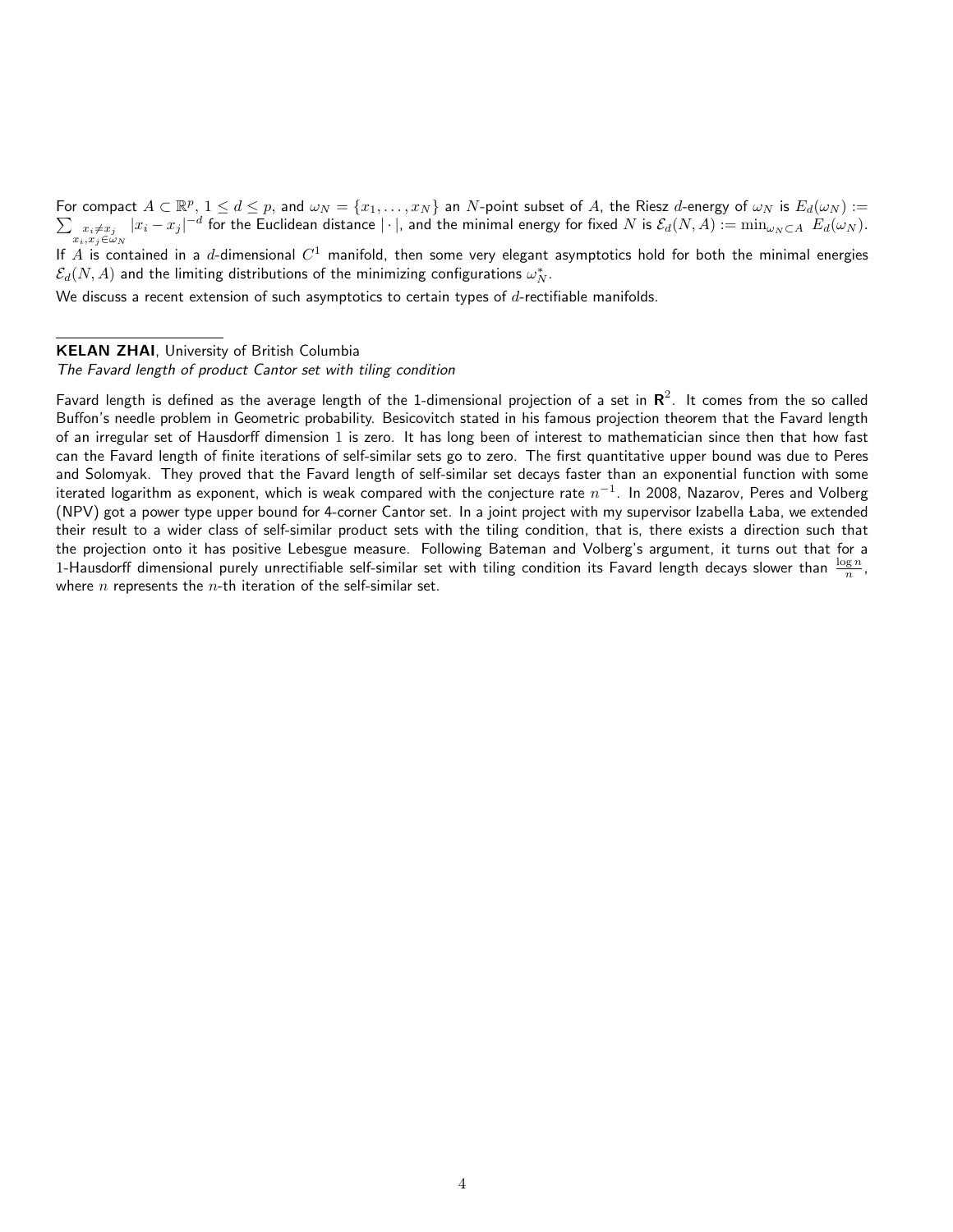For compact $A \subset \mathbb{R}^p$, $1 \le d \le p$, and $\omega_N = \{x_1, \ldots, x_N\}$ an $N$-point subset of $A$, the Riesz $d$-energy of $\omega_N$ is $E_d(\omega_N) := \sum_{\substack{x_i \neq x_j \\ x_i, x_j \in \omega_N}} |x_i - x_j|^{-d}$ for the Euclidean distance $|\cdot|$, and the minimal energy for fixed $N$ is $\mathcal{E}_d(N, A) := \min_{\omega_N \subset A} E_d(\omega_N)$.

If $A$ is contained in a $d$-dimensional $C^1$ manifold, then some very elegant asymptotics hold for both the minimal energies $\mathcal{E}_d(N, A)$ and the limiting distributions of the minimizing configurations $\omega_N^*$.

We discuss a recent extension of such asymptotics to certain types of $d$-rectifiable manifolds.

---

**KELAN ZHAI**, University of British Columbia
*The Favard length of product Cantor set with tiling condition*

Favard length is defined as the average length of the 1-dimensional projection of a set in $\mathbf{R}^2$. It comes from the so called Buffon's needle problem in Geometric probability. Besicovitch stated in his famous projection theorem that the Favard length of an irregular set of Hausdorff dimension 1 is zero. It has long been of interest to mathematician since then that how fast can the Favard length of finite iterations of self-similar sets go to zero. The first quantitative upper bound was due to Peres and Solomyak. They proved that the Favard length of self-similar set decays faster than an exponential function with some iterated logarithm as exponent, which is weak compared with the conjecture rate $n^{-1}$. In 2008, Nazarov, Peres and Volberg (NPV) got a power type upper bound for 4-corner Cantor set. In a joint project with my supervisor Izabella Łaba, we extended their result to a wider class of self-similar product sets with the tiling condition, that is, there exists a direction such that the projection onto it has positive Lebesgue measure. Following Bateman and Volberg's argument, it turns out that for a 1-Hausdorff dimensional purely unrectifiable self-similar set with tiling condition its Favard length decays slower than $\frac{\log n}{n}$, where $n$ represents the $n$-th iteration of the self-similar set.